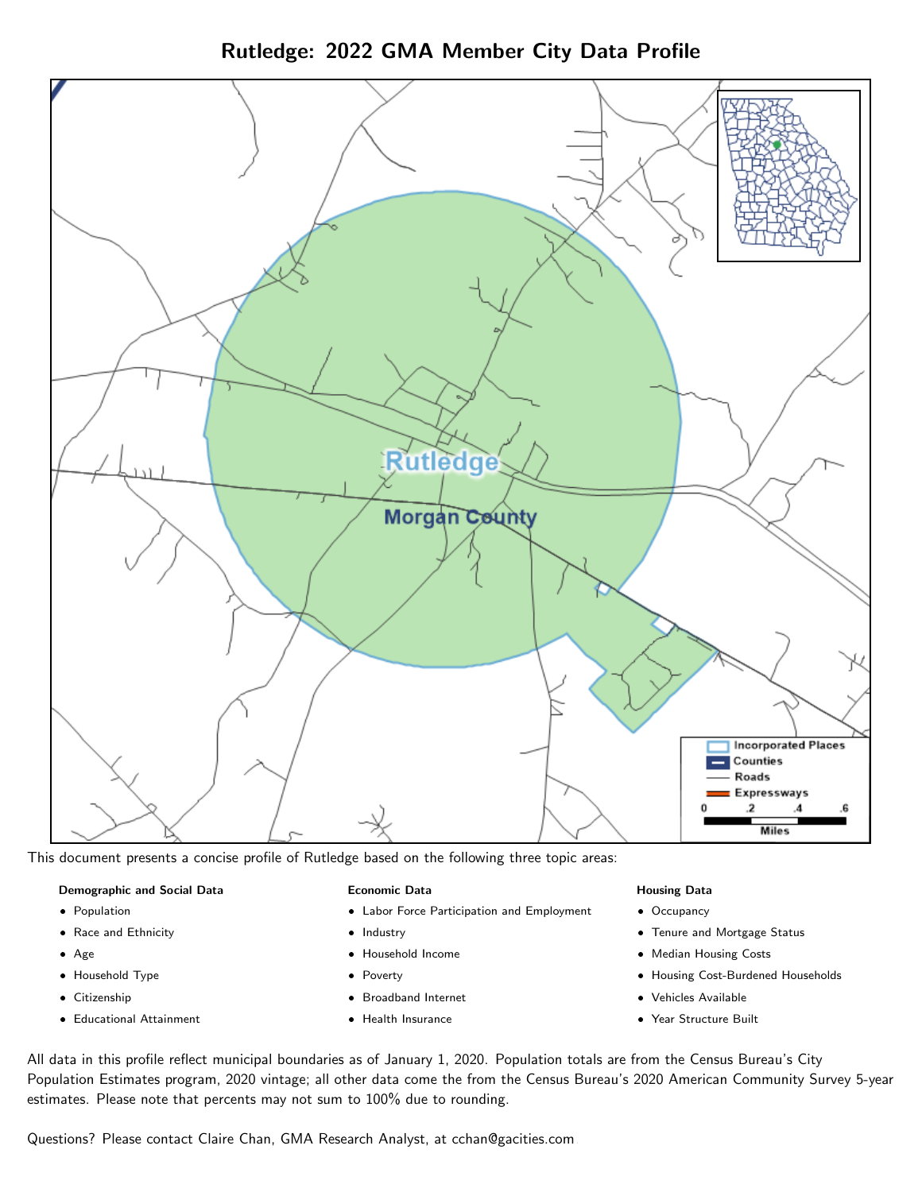# Rutledge: 2022 GMA Member City Data Profile

This document presents a concise profile of Rutledge based on the following three topic areas:

**Demographic and Social Data**

- Population
- Race and Ethnicity
- Age
- Household Type
- Citizenship
- Educational Attainment

**Economic Data**

- Labor Force Participation and Employment
- Industry
- Household Income
- Poverty
- Broadband Internet
- Health Insurance

**Housing Data**

- Occupancy
- Tenure and Mortgage Status
- Median Housing Costs
- Housing Cost-Burdened Households
- Vehicles Available
- Year Structure Built

All data in this profile reflect municipal boundaries as of January 1, 2020. Population totals are from the Census Bureau's City Population Estimates program, 2020 vintage; all other data come the from the Census Bureau's 2020 American Community Survey 5-year estimates. Please note that percents may not sum to 100% due to rounding.

Questions? Please contact Claire Chan, GMA Research Analyst, at cchan@gacities.com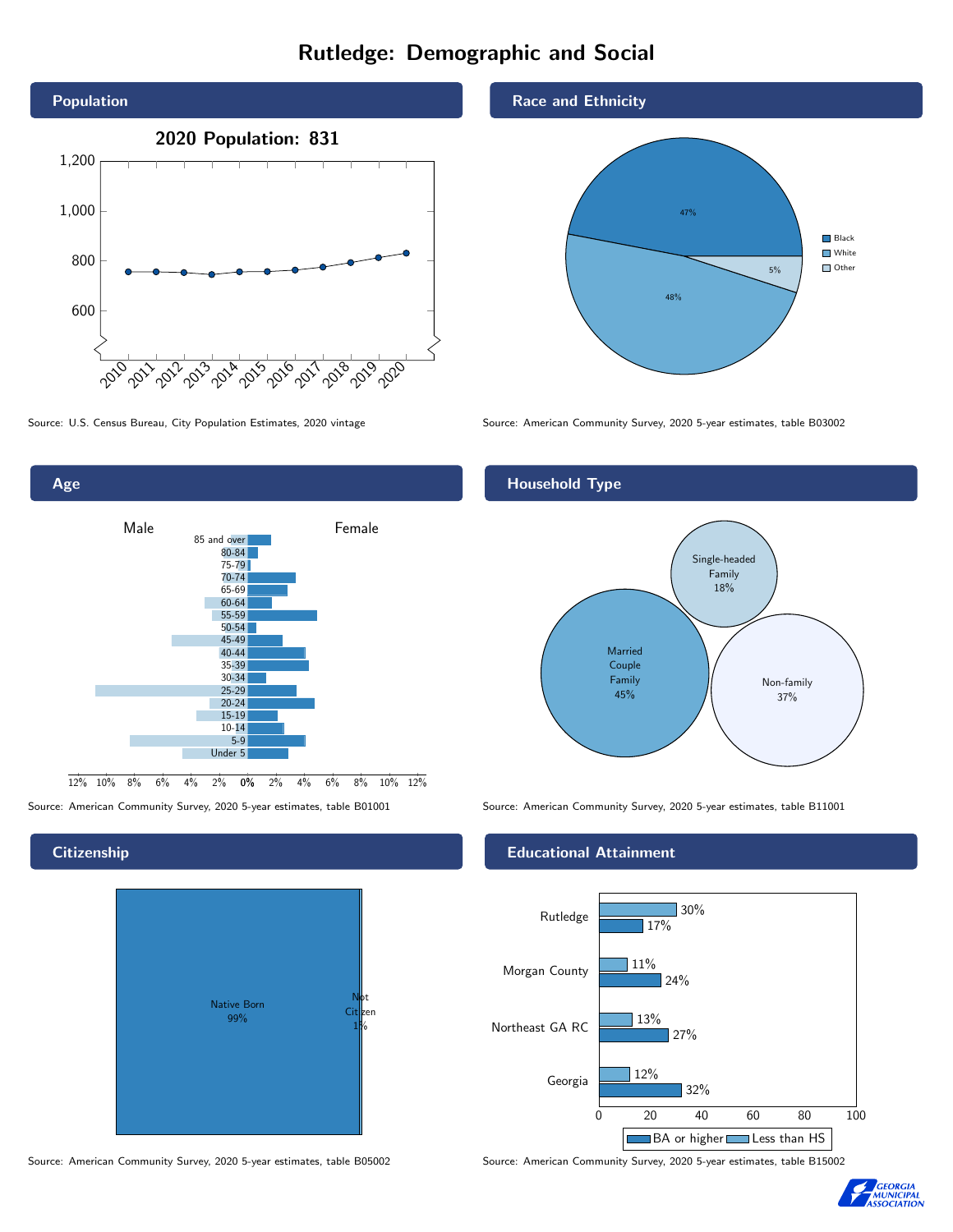# Rutledge: Demographic and Social

## Population

2020 Population: 831

Source: U.S. Census Bureau, City Population Estimates, 2020 vintage

## Race and Ethnicity

| Race | Share |
|---|---|
| Black | 47% |
| White | 48% |
| Other | 5% |

Source: American Community Survey, 2020 5-year estimates, table B03002

## Age

Male / Female

Age groups: 85 and over, 80-84, 75-79, 70-74, 65-69, 60-64, 55-59, 50-54, 45-49, 40-44, 35-39, 30-34, 25-29, 20-24, 15-19, 10-14, 5-9, Under 5

Source: American Community Survey, 2020 5-year estimates, table B01001

## Household Type

| Household Type | Share |
|---|---|
| Married Couple Family | 45% |
| Single-headed Family | 18% |
| Non-family | 37% |

Source: American Community Survey, 2020 5-year estimates, table B11001

## Citizenship

| Status | Share |
|---|---|
| Native Born | 99% |
| Not Citizen | 1% |

Source: American Community Survey, 2020 5-year estimates, table B05002

## Educational Attainment

| Area | Less than HS | BA or higher |
|---|---|---|
| Rutledge | 30% | 17% |
| Morgan County | 11% | 24% |
| Northeast GA RC | 13% | 27% |
| Georgia | 12% | 32% |

Source: American Community Survey, 2020 5-year estimates, table B15002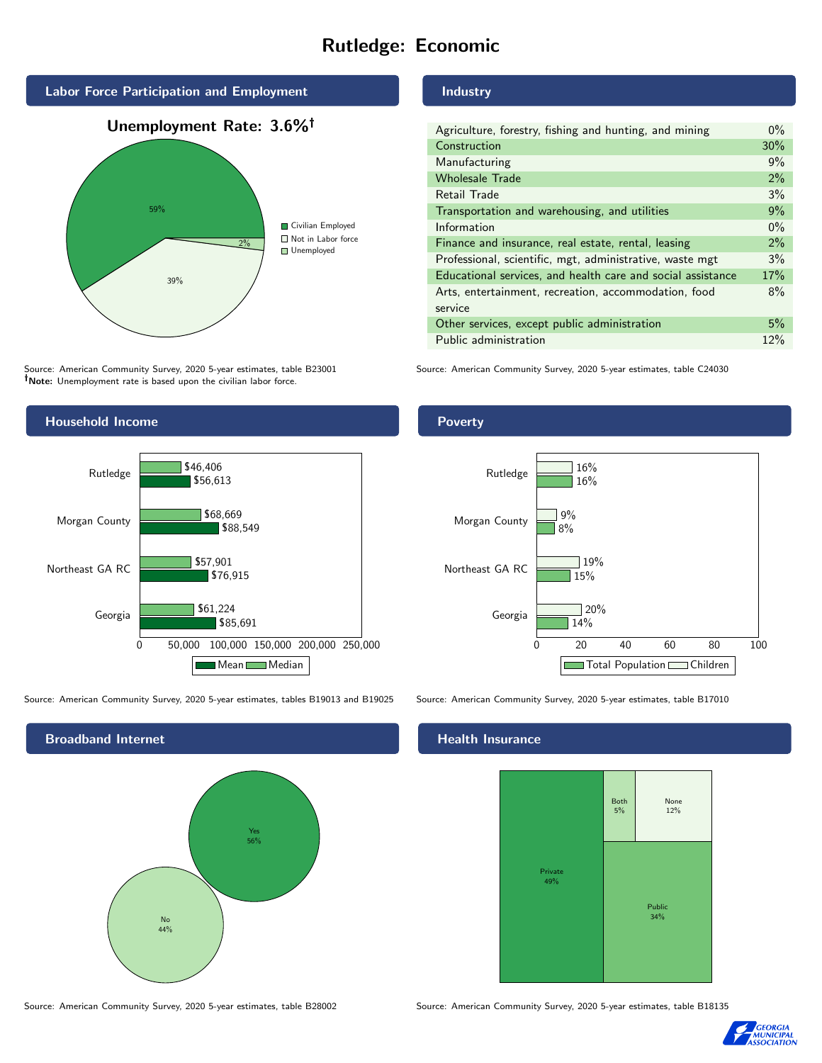# Rutledge: Economic

## Labor Force Participation and Employment

**Unemployment Rate: 3.6%†**

| Category | Percent |
|---|---|
| Civilian Employed | 59% |
| Not in Labor force | 39% |
| Unemployed | 2% |

Source: American Community Survey, 2020 5-year estimates, table B23001
**†Note:** Unemployment rate is based upon the civilian labor force.

## Industry

| Industry | Percent |
|---|---|
| Agriculture, forestry, fishing and hunting, and mining | 0% |
| Construction | 30% |
| Manufacturing | 9% |
| Wholesale Trade | 2% |
| Retail Trade | 3% |
| Transportation and warehousing, and utilities | 9% |
| Information | 0% |
| Finance and insurance, real estate, rental, leasing | 2% |
| Professional, scientific, mgt, administrative, waste mgt | 3% |
| Educational services, and health care and social assistance | 17% |
| Arts, entertainment, recreation, accommodation, food service | 8% |
| Other services, except public administration | 5% |
| Public administration | 12% |

Source: American Community Survey, 2020 5-year estimates, table C24030

## Household Income

| Area | Median | Mean |
|---|---|---|
| Rutledge | $46,406 | $56,613 |
| Morgan County | $68,669 | $88,549 |
| Northeast GA RC | $57,901 | $76,915 |
| Georgia | $61,224 | $85,691 |

Source: American Community Survey, 2020 5-year estimates, tables B19013 and B19025

## Poverty

| Area | Children | Total Population |
|---|---|---|
| Rutledge | 16% | 16% |
| Morgan County | 9% | 8% |
| Northeast GA RC | 19% | 15% |
| Georgia | 20% | 14% |

Source: American Community Survey, 2020 5-year estimates, table B17010

## Broadband Internet

| Response | Percent |
|---|---|
| Yes | 56% |
| No | 44% |

Source: American Community Survey, 2020 5-year estimates, table B28002

## Health Insurance

| Type | Percent |
|---|---|
| Private | 49% |
| Both | 5% |
| None | 12% |
| Public | 34% |

Source: American Community Survey, 2020 5-year estimates, table B18135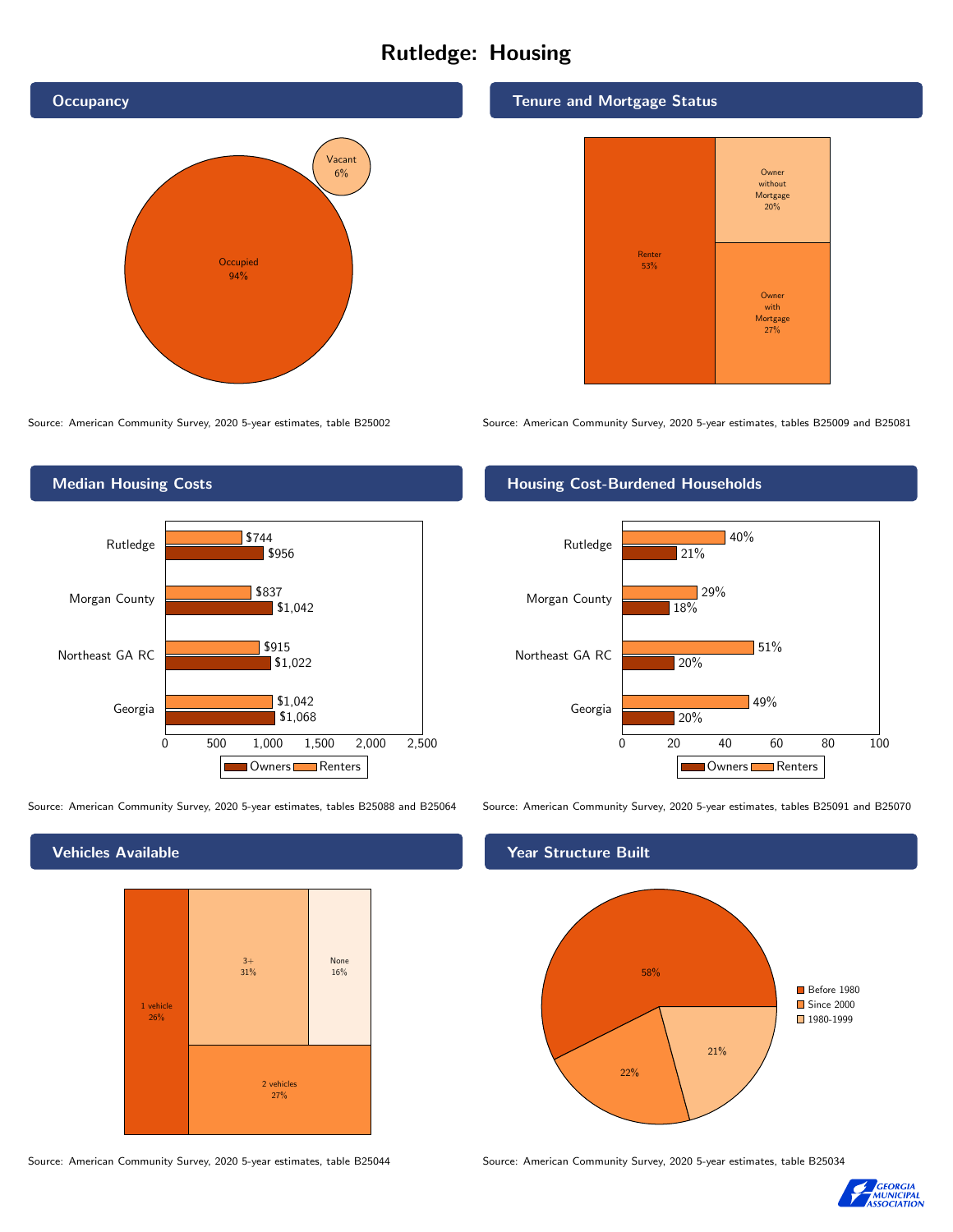# Rutledge: Housing

## Occupancy

Vacant
6%

Occupied
94%

Source: American Community Survey, 2020 5-year estimates, table B25002

## Tenure and Mortgage Status

Renter
53%

Owner without Mortgage
20%

Owner with Mortgage
27%

Source: American Community Survey, 2020 5-year estimates, tables B25009 and B25081

## Median Housing Costs

Rutledge
$744
$956

Morgan County
$837
$1,042

Northeast GA RC
$915
$1,022

Georgia
$1,042
$1,068

0 500 1,000 1,500 2,000 2,500

Owners Renters

Source: American Community Survey, 2020 5-year estimates, tables B25088 and B25064

## Housing Cost-Burdened Households

Rutledge
40%
21%

Morgan County
29%
18%

Northeast GA RC
51%
20%

Georgia
49%
20%

0 20 40 60 80 100

Owners Renters

Source: American Community Survey, 2020 5-year estimates, tables B25091 and B25070

## Vehicles Available

1 vehicle
26%

3+
31%

None
16%

2 vehicles
27%

Source: American Community Survey, 2020 5-year estimates, table B25044

## Year Structure Built

58%

22%

21%

Before 1980
Since 2000
1980-1999

Source: American Community Survey, 2020 5-year estimates, table B25034

GEORGIA MUNICIPAL ASSOCIATION